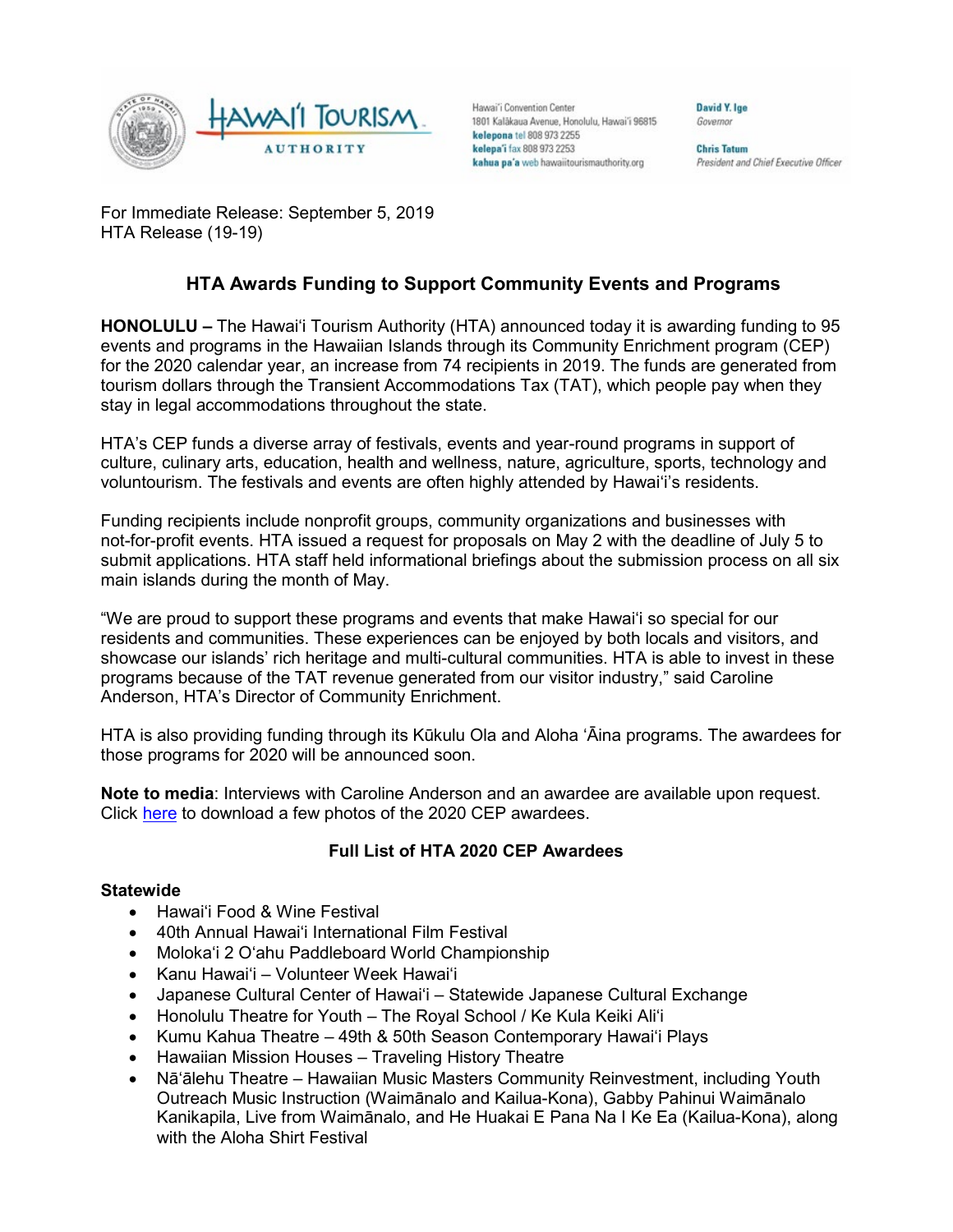Hawaiʻi Convention Center
1801 Kalākaua Avenue, Honolulu, Hawaiʻi 96815
**kelepona** tel 808 973 2255
**kelepaʻi** fax 808 973 2253
**kahua paʻa** web hawaiitourismauthority.org

**David Y. Ige**
*Governor*

**Chris Tatum**
*President and Chief Executive Officer*

For Immediate Release: September 5, 2019
HTA Release (19-19)

## HTA Awards Funding to Support Community Events and Programs

**HONOLULU –** The Hawaiʻi Tourism Authority (HTA) announced today it is awarding funding to 95 events and programs in the Hawaiian Islands through its Community Enrichment program (CEP) for the 2020 calendar year, an increase from 74 recipients in 2019. The funds are generated from tourism dollars through the Transient Accommodations Tax (TAT), which people pay when they stay in legal accommodations throughout the state.

HTA's CEP funds a diverse array of festivals, events and year-round programs in support of culture, culinary arts, education, health and wellness, nature, agriculture, sports, technology and voluntourism. The festivals and events are often highly attended by Hawaiʻi's residents.

Funding recipients include nonprofit groups, community organizations and businesses with not-for-profit events. HTA issued a request for proposals on May 2 with the deadline of July 5 to submit applications. HTA staff held informational briefings about the submission process on all six main islands during the month of May.

"We are proud to support these programs and events that make Hawaiʻi so special for our residents and communities. These experiences can be enjoyed by both locals and visitors, and showcase our islands' rich heritage and multi-cultural communities. HTA is able to invest in these programs because of the TAT revenue generated from our visitor industry," said Caroline Anderson, HTA's Director of Community Enrichment.

HTA is also providing funding through its Kūkulu Ola and Aloha ʻĀina programs. The awardees for those programs for 2020 will be announced soon.

**Note to media**: Interviews with Caroline Anderson and an awardee are available upon request. Click here to download a few photos of the 2020 CEP awardees.

### Full List of HTA 2020 CEP Awardees

**Statewide**

- Hawaiʻi Food & Wine Festival
- 40th Annual Hawaiʻi International Film Festival
- Molokaʻi 2 Oʻahu Paddleboard World Championship
- Kanu Hawaiʻi – Volunteer Week Hawaiʻi
- Japanese Cultural Center of Hawaiʻi – Statewide Japanese Cultural Exchange
- Honolulu Theatre for Youth – The Royal School / Ke Kula Keiki Aliʻi
- Kumu Kahua Theatre – 49th & 50th Season Contemporary Hawaiʻi Plays
- Hawaiian Mission Houses – Traveling History Theatre
- Nāʻālehu Theatre – Hawaiian Music Masters Community Reinvestment, including Youth Outreach Music Instruction (Waimānalo and Kailua-Kona), Gabby Pahinui Waimānalo Kanikapila, Live from Waimānalo, and He Huakai E Pana Na I Ke Ea (Kailua-Kona), along with the Aloha Shirt Festival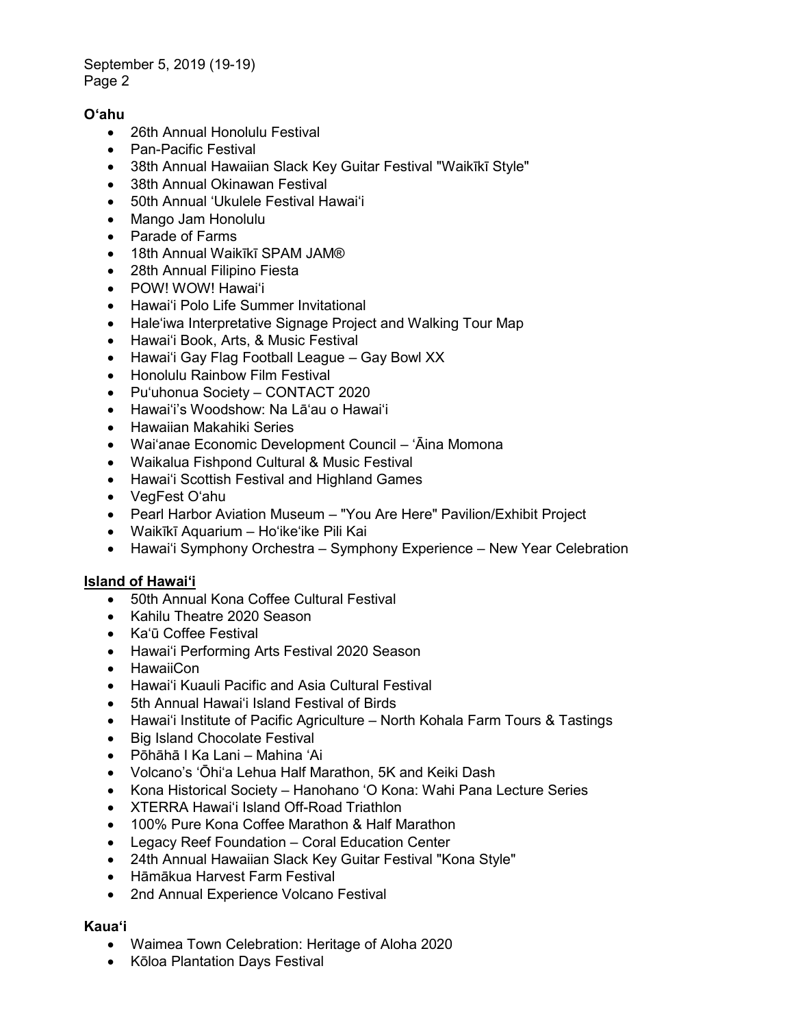**Oʻahu**

- 26th Annual Honolulu Festival
- Pan-Pacific Festival
- 38th Annual Hawaiian Slack Key Guitar Festival "Waikīkī Style"
- 38th Annual Okinawan Festival
- 50th Annual ʻUkulele Festival Hawaiʻi
- Mango Jam Honolulu
- Parade of Farms
- 18th Annual Waikīkī SPAM JAM®
- 28th Annual Filipino Fiesta
- POW! WOW! Hawaiʻi
- Hawaiʻi Polo Life Summer Invitational
- Haleʻiwa Interpretative Signage Project and Walking Tour Map
- Hawaiʻi Book, Arts, & Music Festival
- Hawaiʻi Gay Flag Football League – Gay Bowl XX
- Honolulu Rainbow Film Festival
- Puʻuhonua Society – CONTACT 2020
- Hawaiʻi's Woodshow: Na Lāʻau o Hawaiʻi
- Hawaiian Makahiki Series
- Waiʻanae Economic Development Council – ʻĀina Momona
- Waikalua Fishpond Cultural & Music Festival
- Hawaiʻi Scottish Festival and Highland Games
- VegFest Oʻahu
- Pearl Harbor Aviation Museum – "You Are Here" Pavilion/Exhibit Project
- Waikīkī Aquarium – Hoʻikeʻike Pili Kai
- Hawaiʻi Symphony Orchestra – Symphony Experience – New Year Celebration

**Island of Hawaiʻi**

- 50th Annual Kona Coffee Cultural Festival
- Kahilu Theatre 2020 Season
- Kaʻū Coffee Festival
- Hawaiʻi Performing Arts Festival 2020 Season
- HawaiiCon
- Hawaiʻi Kuauli Pacific and Asia Cultural Festival
- 5th Annual Hawaiʻi Island Festival of Birds
- Hawaiʻi Institute of Pacific Agriculture – North Kohala Farm Tours & Tastings
- Big Island Chocolate Festival
- Pōhāhā I Ka Lani – Mahina ʻAi
- Volcano's ʻŌhiʻa Lehua Half Marathon, 5K and Keiki Dash
- Kona Historical Society – Hanohano ʻO Kona: Wahi Pana Lecture Series
- XTERRA Hawaiʻi Island Off-Road Triathlon
- 100% Pure Kona Coffee Marathon & Half Marathon
- Legacy Reef Foundation – Coral Education Center
- 24th Annual Hawaiian Slack Key Guitar Festival "Kona Style"
- Hāmākua Harvest Farm Festival
- 2nd Annual Experience Volcano Festival

**Kauaʻi**

- Waimea Town Celebration: Heritage of Aloha 2020
- Kōloa Plantation Days Festival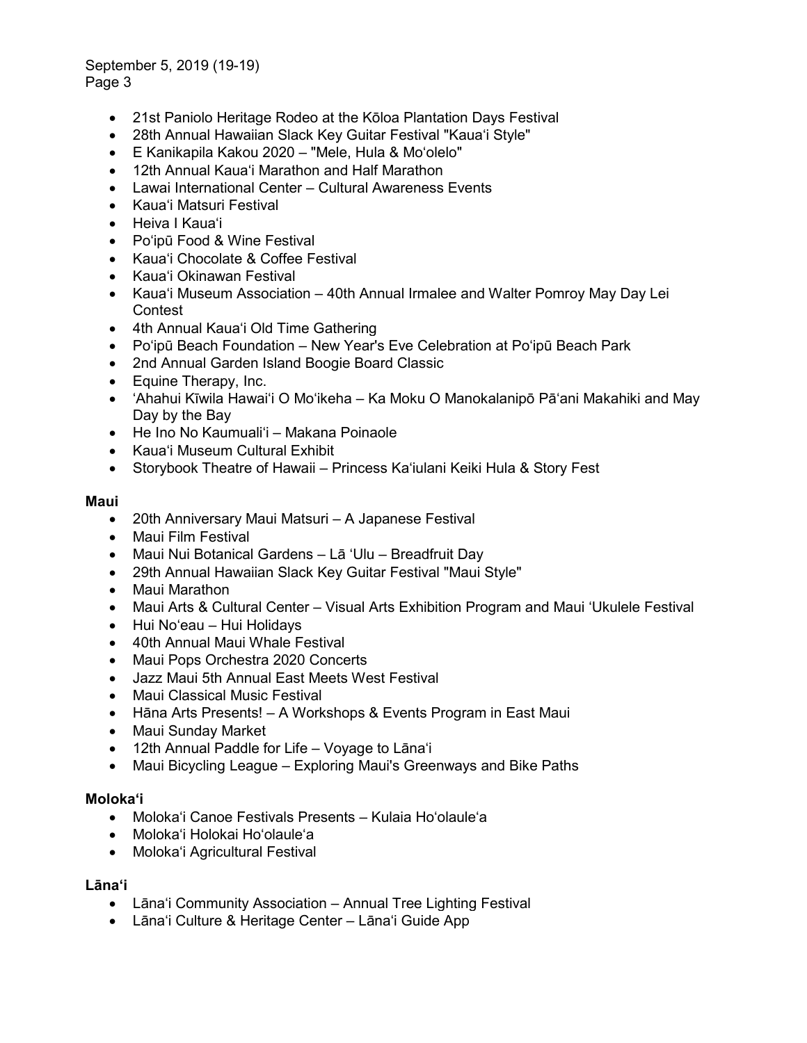- 21st Paniolo Heritage Rodeo at the Kōloa Plantation Days Festival
- 28th Annual Hawaiian Slack Key Guitar Festival "Kauaʻi Style"
- E Kanikapila Kakou 2020 – "Mele, Hula & Moʻolelo"
- 12th Annual Kauaʻi Marathon and Half Marathon
- Lawai International Center – Cultural Awareness Events
- Kauaʻi Matsuri Festival
- Heiva I Kauaʻi
- Poʻipū Food & Wine Festival
- Kauaʻi Chocolate & Coffee Festival
- Kauaʻi Okinawan Festival
- Kauaʻi Museum Association – 40th Annual Irmalee and Walter Pomroy May Day Lei Contest
- 4th Annual Kauaʻi Old Time Gathering
- Poʻipū Beach Foundation – New Year's Eve Celebration at Poʻipū Beach Park
- 2nd Annual Garden Island Boogie Board Classic
- Equine Therapy, Inc.
- ʻAhahui Kīwila Hawaiʻi O Moʻikeha – Ka Moku O Manokalanipō Pāʻani Makahiki and May Day by the Bay
- He Ino No Kaumualiʻi – Makana Poinaole
- Kauaʻi Museum Cultural Exhibit
- Storybook Theatre of Hawaii – Princess Kaʻiulani Keiki Hula & Story Fest

**Maui**

- 20th Anniversary Maui Matsuri – A Japanese Festival
- Maui Film Festival
- Maui Nui Botanical Gardens – Lā ʻUlu – Breadfruit Day
- 29th Annual Hawaiian Slack Key Guitar Festival "Maui Style"
- Maui Marathon
- Maui Arts & Cultural Center – Visual Arts Exhibition Program and Maui ʻUkulele Festival
- Hui Noʻeau – Hui Holidays
- 40th Annual Maui Whale Festival
- Maui Pops Orchestra 2020 Concerts
- Jazz Maui 5th Annual East Meets West Festival
- Maui Classical Music Festival
- Hāna Arts Presents! – A Workshops & Events Program in East Maui
- Maui Sunday Market
- 12th Annual Paddle for Life – Voyage to Lānaʻi
- Maui Bicycling League – Exploring Maui's Greenways and Bike Paths

**Molokaʻi**

- Molokaʻi Canoe Festivals Presents – Kulaia Hoʻolauleʻa
- Molokaʻi Holokai Hoʻolauleʻa
- Molokaʻi Agricultural Festival

**Lānaʻi**

- Lānaʻi Community Association – Annual Tree Lighting Festival
- Lānaʻi Culture & Heritage Center – Lānaʻi Guide App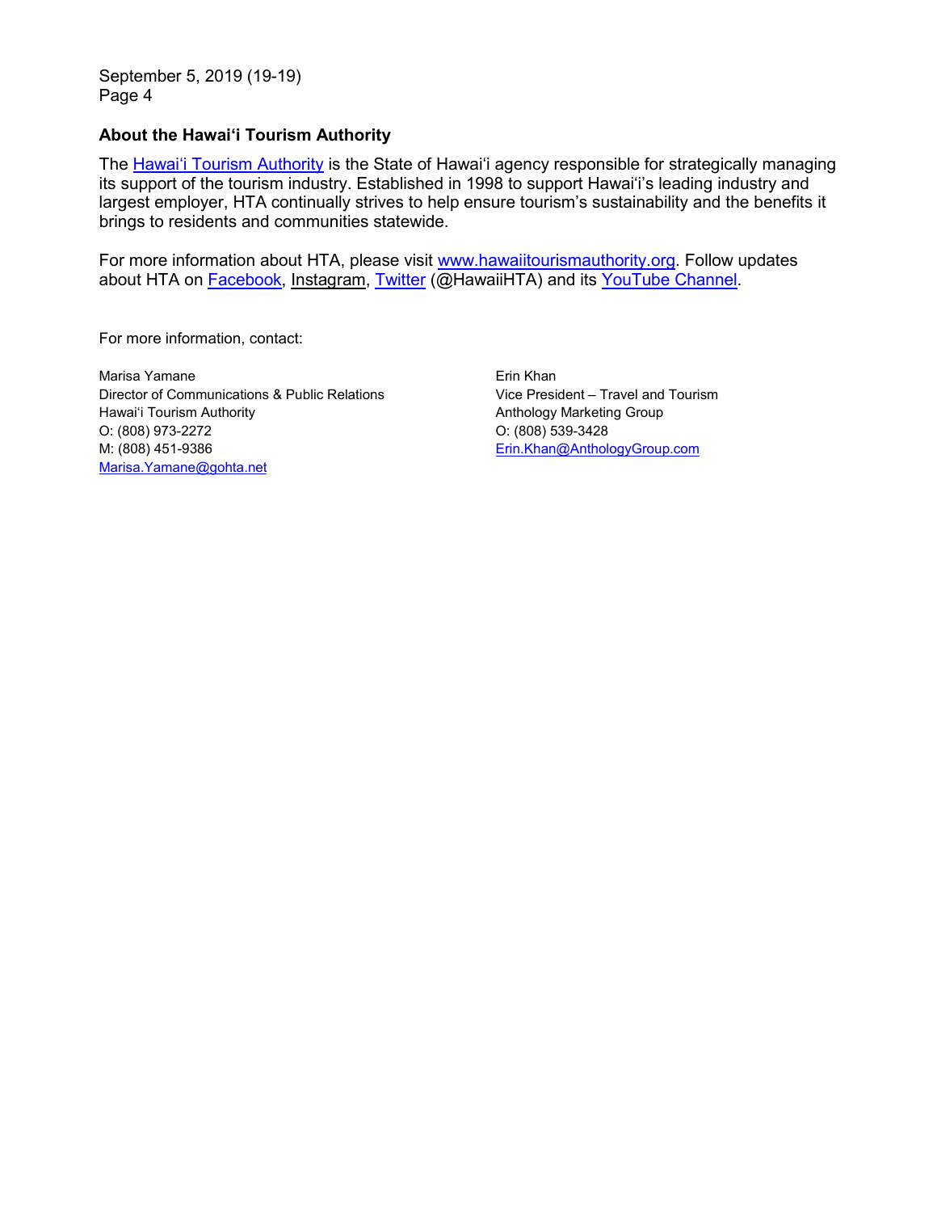## About the Hawaiʻi Tourism Authority

The Hawaiʻi Tourism Authority is the State of Hawaiʻi agency responsible for strategically managing its support of the tourism industry. Established in 1998 to support Hawaiʻi's leading industry and largest employer, HTA continually strives to help ensure tourism's sustainability and the benefits it brings to residents and communities statewide.

For more information about HTA, please visit www.hawaiitourismauthority.org. Follow updates about HTA on Facebook, Instagram, Twitter (@HawaiiHTA) and its YouTube Channel.

For more information, contact:

Marisa Yamane
Director of Communications & Public Relations
Hawaiʻi Tourism Authority
O: (808) 973-2272
M: (808) 451-9386
Marisa.Yamane@gohta.net

Erin Khan
Vice President – Travel and Tourism
Anthology Marketing Group
O: (808) 539-3428
Erin.Khan@AnthologyGroup.com